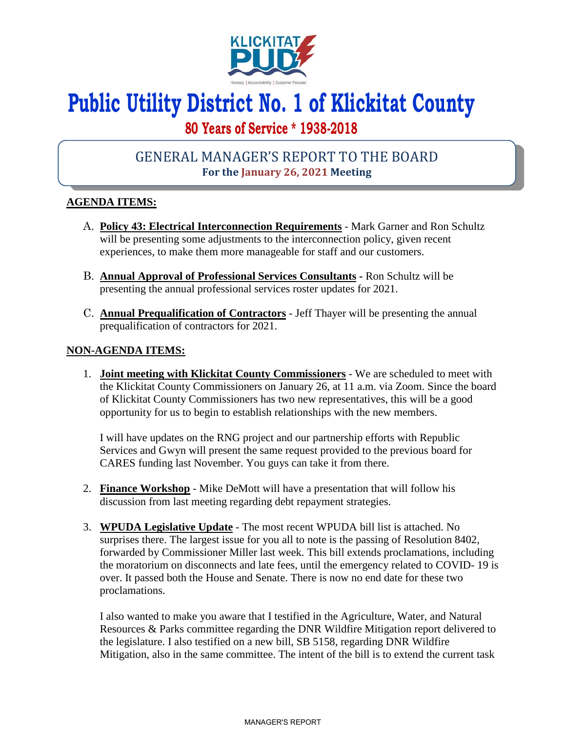# Public Utility District No. 1 of Klickitat County

## 80 Years of Service * 1938-2018

## GENERAL MANAGER'S REPORT TO THE BOARD

**For the January 26, 2021 Meeting**

**AGENDA ITEMS:**

A. **Policy 43: Electrical Interconnection Requirements** - Mark Garner and Ron Schultz will be presenting some adjustments to the interconnection policy, given recent experiences, to make them more manageable for staff and our customers.

B. **Annual Approval of Professional Services Consultants** - Ron Schultz will be presenting the annual professional services roster updates for 2021.

C. **Annual Prequalification of Contractors** - Jeff Thayer will be presenting the annual prequalification of contractors for 2021.

**NON-AGENDA ITEMS:**

1. **Joint meeting with Klickitat County Commissioners** - We are scheduled to meet with the Klickitat County Commissioners on January 26, at 11 a.m. via Zoom. Since the board of Klickitat County Commissioners has two new representatives, this will be a good opportunity for us to begin to establish relationships with the new members.

   I will have updates on the RNG project and our partnership efforts with Republic Services and Gwyn will present the same request provided to the previous board for CARES funding last November. You guys can take it from there.

2. **Finance Workshop** - Mike DeMott will have a presentation that will follow his discussion from last meeting regarding debt repayment strategies.

3. **WPUDA Legislative Update** - The most recent WPUDA bill list is attached. No surprises there. The largest issue for you all to note is the passing of Resolution 8402, forwarded by Commissioner Miller last week. This bill extends proclamations, including the moratorium on disconnects and late fees, until the emergency related to COVID- 19 is over. It passed both the House and Senate. There is now no end date for these two proclamations.

   I also wanted to make you aware that I testified in the Agriculture, Water, and Natural Resources & Parks committee regarding the DNR Wildfire Mitigation report delivered to the legislature. I also testified on a new bill, SB 5158, regarding DNR Wildfire Mitigation, also in the same committee. The intent of the bill is to extend the current task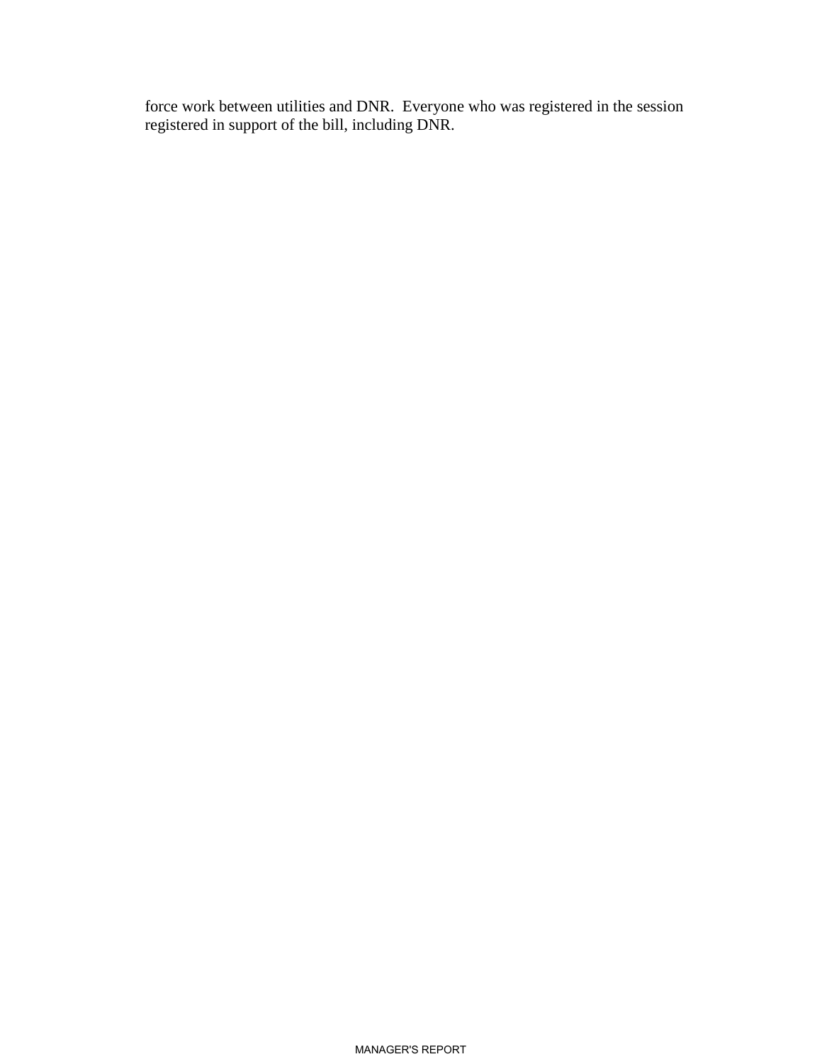force work between utilities and DNR. Everyone who was registered in the session registered in support of the bill, including DNR.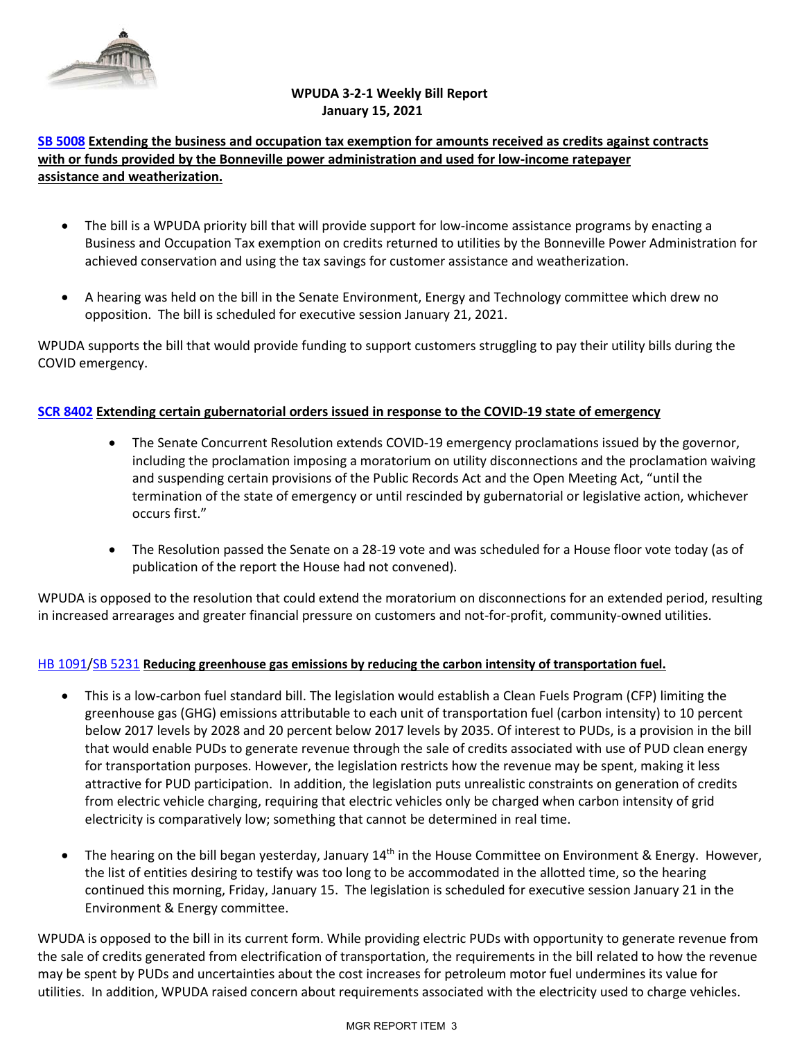# WPUDA 3-2-1 Weekly Bill Report
January 15, 2021

## SB 5008 Extending the business and occupation tax exemption for amounts received as credits against contracts with or funds provided by the Bonneville power administration and used for low-income ratepayer assistance and weatherization.

- The bill is a WPUDA priority bill that will provide support for low-income assistance programs by enacting a Business and Occupation Tax exemption on credits returned to utilities by the Bonneville Power Administration for achieved conservation and using the tax savings for customer assistance and weatherization.
- A hearing was held on the bill in the Senate Environment, Energy and Technology committee which drew no opposition. The bill is scheduled for executive session January 21, 2021.

WPUDA supports the bill that would provide funding to support customers struggling to pay their utility bills during the COVID emergency.

## SCR 8402 Extending certain gubernatorial orders issued in response to the COVID-19 state of emergency

- The Senate Concurrent Resolution extends COVID-19 emergency proclamations issued by the governor, including the proclamation imposing a moratorium on utility disconnections and the proclamation waiving and suspending certain provisions of the Public Records Act and the Open Meeting Act, "until the termination of the state of emergency or until rescinded by gubernatorial or legislative action, whichever occurs first."
- The Resolution passed the Senate on a 28-19 vote and was scheduled for a House floor vote today (as of publication of the report the House had not convened).

WPUDA is opposed to the resolution that could extend the moratorium on disconnections for an extended period, resulting in increased arrearages and greater financial pressure on customers and not-for-profit, community-owned utilities.

## HB 1091/SB 5231 Reducing greenhouse gas emissions by reducing the carbon intensity of transportation fuel.

- This is a low-carbon fuel standard bill. The legislation would establish a Clean Fuels Program (CFP) limiting the greenhouse gas (GHG) emissions attributable to each unit of transportation fuel (carbon intensity) to 10 percent below 2017 levels by 2028 and 20 percent below 2017 levels by 2035. Of interest to PUDs, is a provision in the bill that would enable PUDs to generate revenue through the sale of credits associated with use of PUD clean energy for transportation purposes. However, the legislation restricts how the revenue may be spent, making it less attractive for PUD participation. In addition, the legislation puts unrealistic constraints on generation of credits from electric vehicle charging, requiring that electric vehicles only be charged when carbon intensity of grid electricity is comparatively low; something that cannot be determined in real time.
- The hearing on the bill began yesterday, January 14th in the House Committee on Environment & Energy. However, the list of entities desiring to testify was too long to be accommodated in the allotted time, so the hearing continued this morning, Friday, January 15. The legislation is scheduled for executive session January 21 in the Environment & Energy committee.

WPUDA is opposed to the bill in its current form. While providing electric PUDs with opportunity to generate revenue from the sale of credits generated from electrification of transportation, the requirements in the bill related to how the revenue may be spent by PUDs and uncertainties about the cost increases for petroleum motor fuel undermines its value for utilities. In addition, WPUDA raised concern about requirements associated with the electricity used to charge vehicles.

MGR REPORT ITEM 3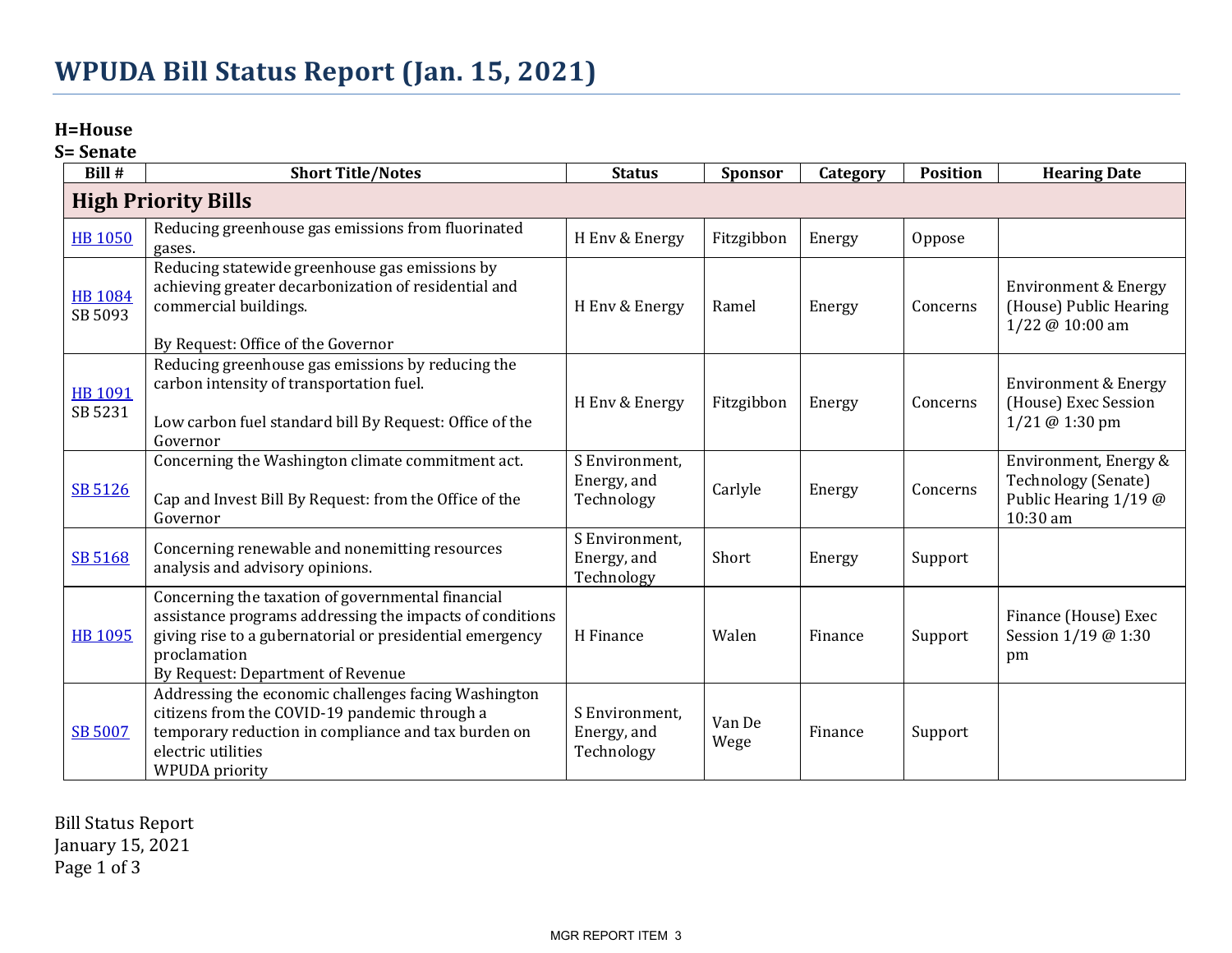# WPUDA Bill Status Report (Jan. 15, 2021)

**H=House**
**S= Senate**

| Bill # | Short Title/Notes | Status | Sponsor | Category | Position | Hearing Date |
|---|---|---|---|---|---|---|
| **High Priority Bills** | | | | | | |
| HB 1050 | Reducing greenhouse gas emissions from fluorinated gases. | H Env & Energy | Fitzgibbon | Energy | Oppose | |
| HB 1084<br>SB 5093 | Reducing statewide greenhouse gas emissions by achieving greater decarbonization of residential and commercial buildings.<br><br>By Request: Office of the Governor | H Env & Energy | Ramel | Energy | Concerns | Environment & Energy (House) Public Hearing 1/22 @ 10:00 am |
| HB 1091<br>SB 5231 | Reducing greenhouse gas emissions by reducing the carbon intensity of transportation fuel.<br><br>Low carbon fuel standard bill By Request: Office of the Governor | H Env & Energy | Fitzgibbon | Energy | Concerns | Environment & Energy (House) Exec Session 1/21 @ 1:30 pm |
| SB 5126 | Concerning the Washington climate commitment act.<br><br>Cap and Invest Bill By Request: from the Office of the Governor | S Environment, Energy, and Technology | Carlyle | Energy | Concerns | Environment, Energy & Technology (Senate) Public Hearing 1/19 @ 10:30 am |
| SB 5168 | Concerning renewable and nonemitting resources analysis and advisory opinions. | S Environment, Energy, and Technology | Short | Energy | Support | |
| HB 1095 | Concerning the taxation of governmental financial assistance programs addressing the impacts of conditions giving rise to a gubernatorial or presidential emergency proclamation<br>By Request: Department of Revenue | H Finance | Walen | Finance | Support | Finance (House) Exec Session 1/19 @ 1:30 pm |
| SB 5007 | Addressing the economic challenges facing Washington citizens from the COVID-19 pandemic through a temporary reduction in compliance and tax burden on electric utilities<br>WPUDA priority | S Environment, Energy, and Technology | Van De Wege | Finance | Support | |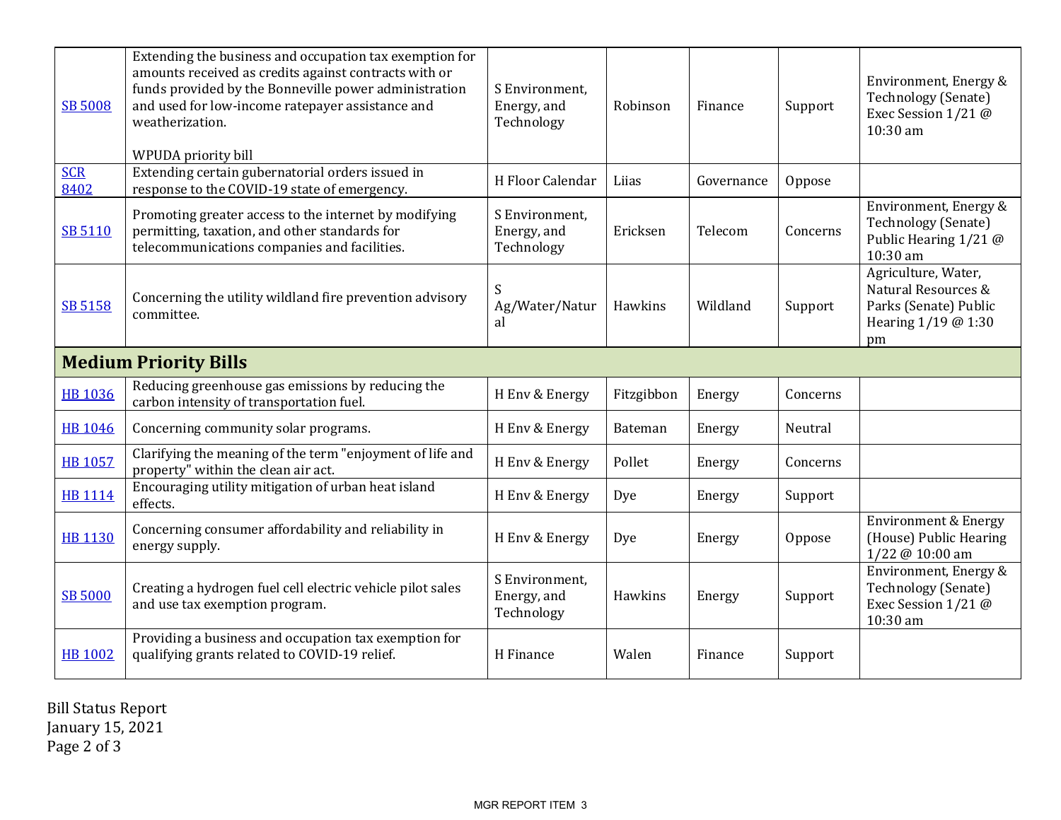| | | | | | | |
|---|---|---|---|---|---|---|
| SB 5008 | Extending the business and occupation tax exemption for amounts received as credits against contracts with or funds provided by the Bonneville power administration and used for low-income ratepayer assistance and weatherization.<br><br>WPUDA priority bill | S Environment, Energy, and Technology | Robinson | Finance | Support | Environment, Energy & Technology (Senate) Exec Session 1/21 @ 10:30 am |
| SCR 8402 | Extending certain gubernatorial orders issued in response to the COVID-19 state of emergency. | H Floor Calendar | Liias | Governance | Oppose | |
| SB 5110 | Promoting greater access to the internet by modifying permitting, taxation, and other standards for telecommunications companies and facilities. | S Environment, Energy, and Technology | Ericksen | Telecom | Concerns | Environment, Energy & Technology (Senate) Public Hearing 1/21 @ 10:30 am |
| SB 5158 | Concerning the utility wildland fire prevention advisory committee. | S Ag/Water/Natural | Hawkins | Wildland | Support | Agriculture, Water, Natural Resources & Parks (Senate) Public Hearing 1/19 @ 1:30 pm |
| **Medium Priority Bills** | | | | | | |
| HB 1036 | Reducing greenhouse gas emissions by reducing the carbon intensity of transportation fuel. | H Env & Energy | Fitzgibbon | Energy | Concerns | |
| HB 1046 | Concerning community solar programs. | H Env & Energy | Bateman | Energy | Neutral | |
| HB 1057 | Clarifying the meaning of the term "enjoyment of life and property" within the clean air act. | H Env & Energy | Pollet | Energy | Concerns | |
| HB 1114 | Encouraging utility mitigation of urban heat island effects. | H Env & Energy | Dye | Energy | Support | |
| HB 1130 | Concerning consumer affordability and reliability in energy supply. | H Env & Energy | Dye | Energy | Oppose | Environment & Energy (House) Public Hearing 1/22 @ 10:00 am |
| SB 5000 | Creating a hydrogen fuel cell electric vehicle pilot sales and use tax exemption program. | S Environment, Energy, and Technology | Hawkins | Energy | Support | Environment, Energy & Technology (Senate) Exec Session 1/21 @ 10:30 am |
| HB 1002 | Providing a business and occupation tax exemption for qualifying grants related to COVID-19 relief. | H Finance | Walen | Finance | Support | |

Bill Status Report
January 15, 2021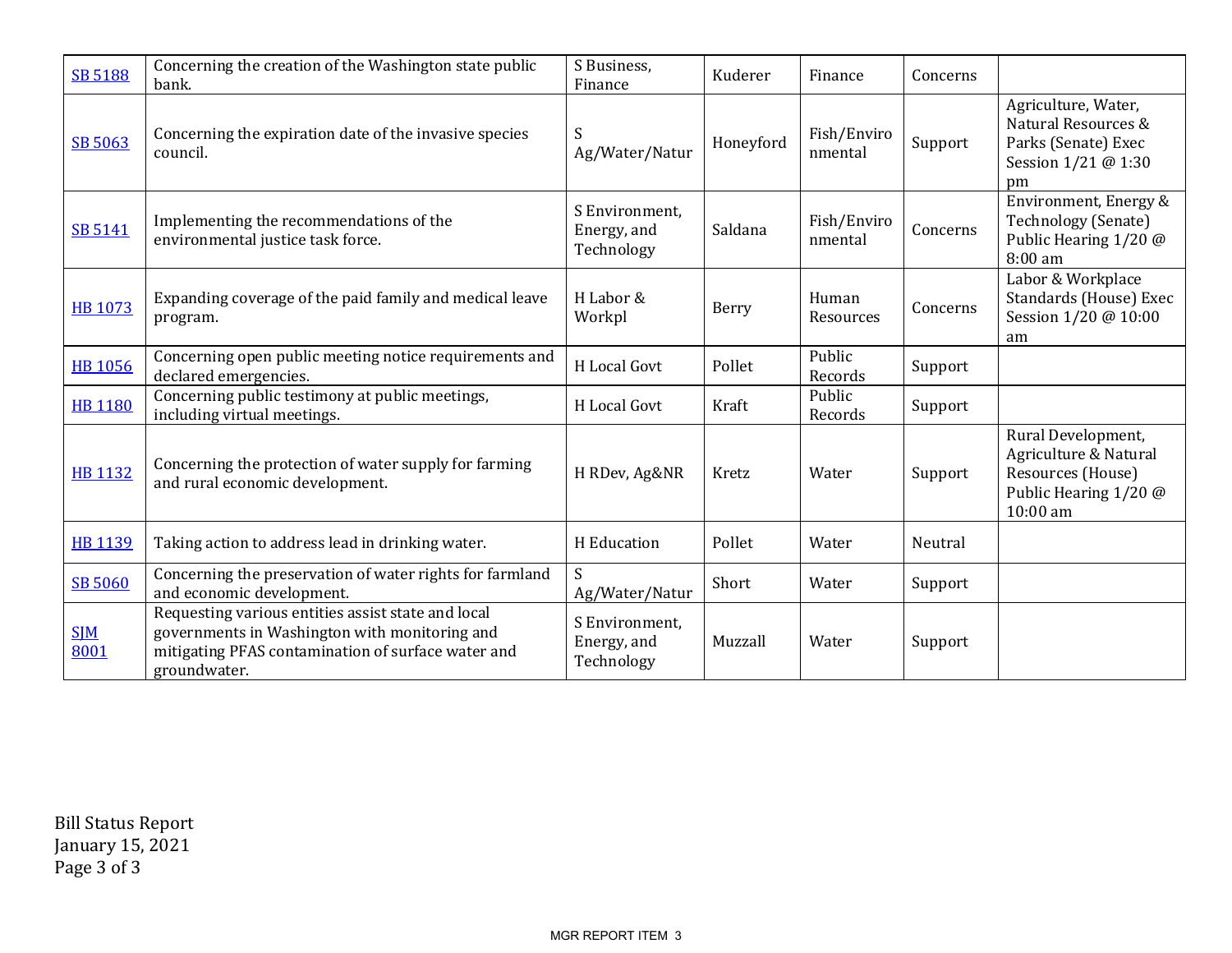| | | | | | | |
|---|---|---|---|---|---|---|
| SB 5188 | Concerning the creation of the Washington state public bank. | S Business, Finance | Kuderer | Finance | Concerns | |
| SB 5063 | Concerning the expiration date of the invasive species council. | S Ag/Water/Natur | Honeyford | Fish/Environmental | Support | Agriculture, Water, Natural Resources & Parks (Senate) Exec Session 1/21 @ 1:30 pm |
| SB 5141 | Implementing the recommendations of the environmental justice task force. | S Environment, Energy, and Technology | Saldana | Fish/Environmental | Concerns | Environment, Energy & Technology (Senate) Public Hearing 1/20 @ 8:00 am |
| HB 1073 | Expanding coverage of the paid family and medical leave program. | H Labor & Workpl | Berry | Human Resources | Concerns | Labor & Workplace Standards (House) Exec Session 1/20 @ 10:00 am |
| HB 1056 | Concerning open public meeting notice requirements and declared emergencies. | H Local Govt | Pollet | Public Records | Support | |
| HB 1180 | Concerning public testimony at public meetings, including virtual meetings. | H Local Govt | Kraft | Public Records | Support | |
| HB 1132 | Concerning the protection of water supply for farming and rural economic development. | H RDev, Ag&NR | Kretz | Water | Support | Rural Development, Agriculture & Natural Resources (House) Public Hearing 1/20 @ 10:00 am |
| HB 1139 | Taking action to address lead in drinking water. | H Education | Pollet | Water | Neutral | |
| SB 5060 | Concerning the preservation of water rights for farmland and economic development. | S Ag/Water/Natur | Short | Water | Support | |
| SJM 8001 | Requesting various entities assist state and local governments in Washington with monitoring and mitigating PFAS contamination of surface water and groundwater. | S Environment, Energy, and Technology | Muzzall | Water | Support | |

Bill Status Report
January 15, 2021
Page 3 of 3

MGR REPORT ITEM 3